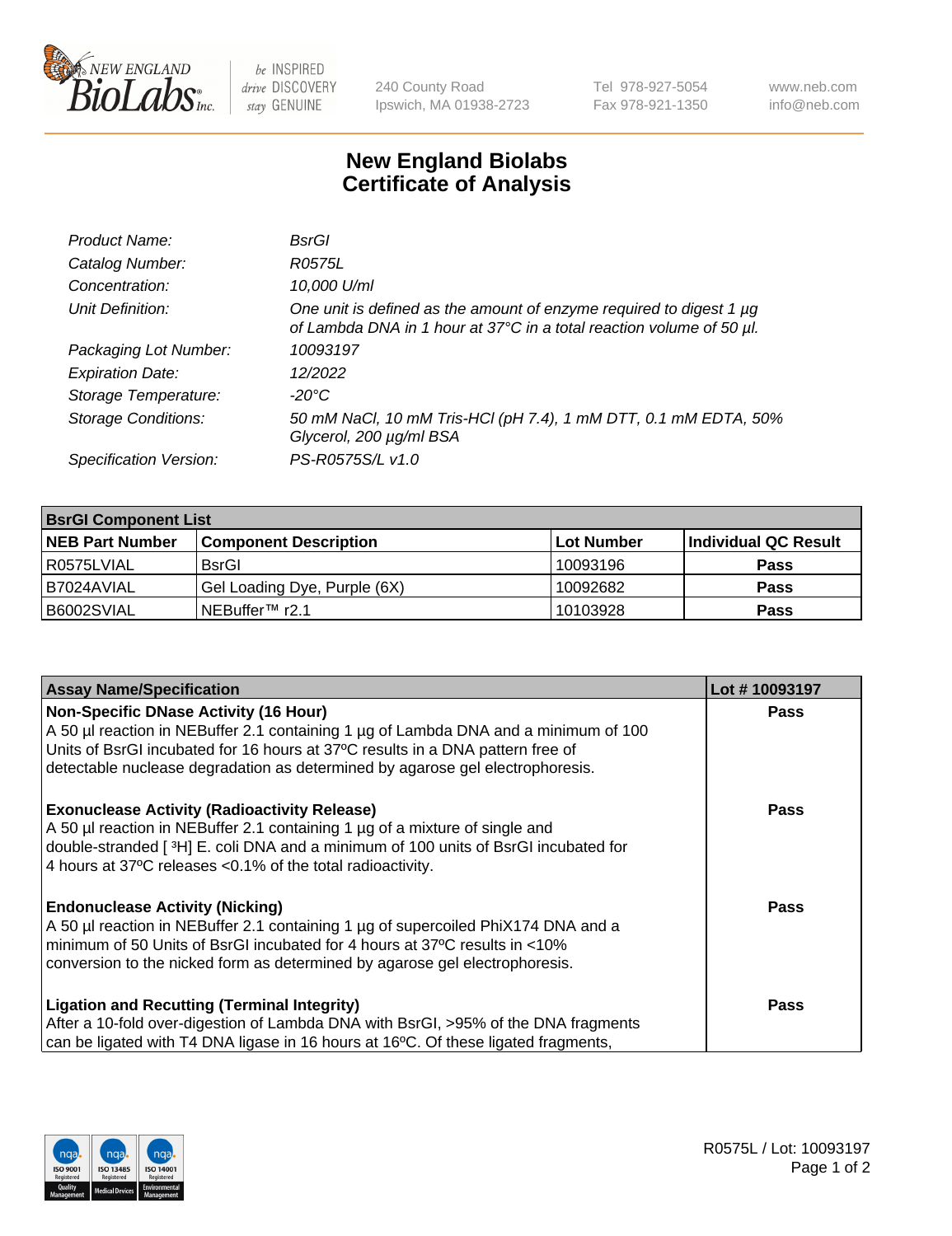240 County Road
Ipswich, MA 01938-2723

Tel 978-927-5054
Fax 978-921-1350

www.neb.com
info@neb.com

# New England Biolabs
# Certificate of Analysis

| | |
|---|---|
| *Product Name:* | *BsrGI* |
| *Catalog Number:* | *R0575L* |
| *Concentration:* | *10,000 U/ml* |
| *Unit Definition:* | *One unit is defined as the amount of enzyme required to digest 1 µg of Lambda DNA in 1 hour at 37°C in a total reaction volume of 50 µl.* |
| *Packaging Lot Number:* | *10093197* |
| *Expiration Date:* | *12/2022* |
| *Storage Temperature:* | *-20°C* |
| *Storage Conditions:* | *50 mM NaCl, 10 mM Tris-HCl (pH 7.4), 1 mM DTT, 0.1 mM EDTA, 50% Glycerol, 200 µg/ml BSA* |
| *Specification Version:* | *PS-R0575S/L v1.0* |

| **BsrGI Component List** | | | |
|---|---|---|---|
| **NEB Part Number** | **Component Description** | **Lot Number** | **Individual QC Result** |
| R0575LVIAL | BsrGI | 10093196 | **Pass** |
| B7024AVIAL | Gel Loading Dye, Purple (6X) | 10092682 | **Pass** |
| B6002SVIAL | NEBuffer™ r2.1 | 10103928 | **Pass** |

| **Assay Name/Specification** | **Lot # 10093197** |
|---|---|
| **Non-Specific DNase Activity (16 Hour)** A 50 µl reaction in NEBuffer 2.1 containing 1 µg of Lambda DNA and a minimum of 100 Units of BsrGI incubated for 16 hours at 37ºC results in a DNA pattern free of detectable nuclease degradation as determined by agarose gel electrophoresis. | **Pass** |
| **Exonuclease Activity (Radioactivity Release)** A 50 µl reaction in NEBuffer 2.1 containing 1 µg of a mixture of single and double-stranded [ $^{3}$H] E. coli DNA and a minimum of 100 units of BsrGI incubated for 4 hours at 37ºC releases <0.1% of the total radioactivity. | **Pass** |
| **Endonuclease Activity (Nicking)** A 50 µl reaction in NEBuffer 2.1 containing 1 µg of supercoiled PhiX174 DNA and a minimum of 50 Units of BsrGI incubated for 4 hours at 37ºC results in <10% conversion to the nicked form as determined by agarose gel electrophoresis. | **Pass** |
| **Ligation and Recutting (Terminal Integrity)** After a 10-fold over-digestion of Lambda DNA with BsrGI, >95% of the DNA fragments can be ligated with T4 DNA ligase in 16 hours at 16ºC. Of these ligated fragments, | **Pass** |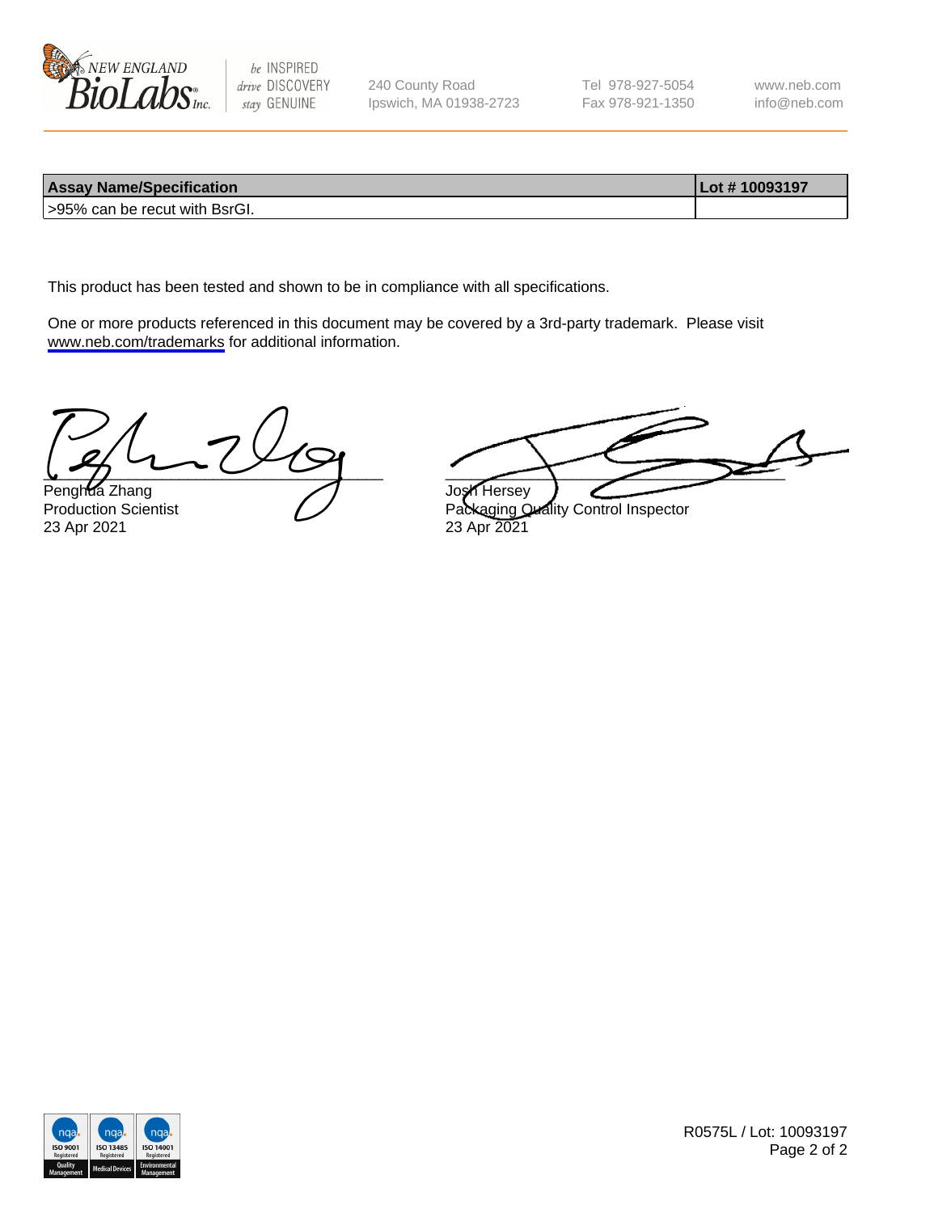| Assay Name/Specification | Lot # 10093197 |
| --- | --- |
| >95% can be recut with BsrGI. | |

This product has been tested and shown to be in compliance with all specifications.

One or more products referenced in this document may be covered by a 3rd-party trademark. Please visit www.neb.com/trademarks for additional information.

Penghua Zhang
Production Scientist
23 Apr 2021

Josh Hersey
Packaging Quality Control Inspector
23 Apr 2021

R0575L / Lot: 10093197